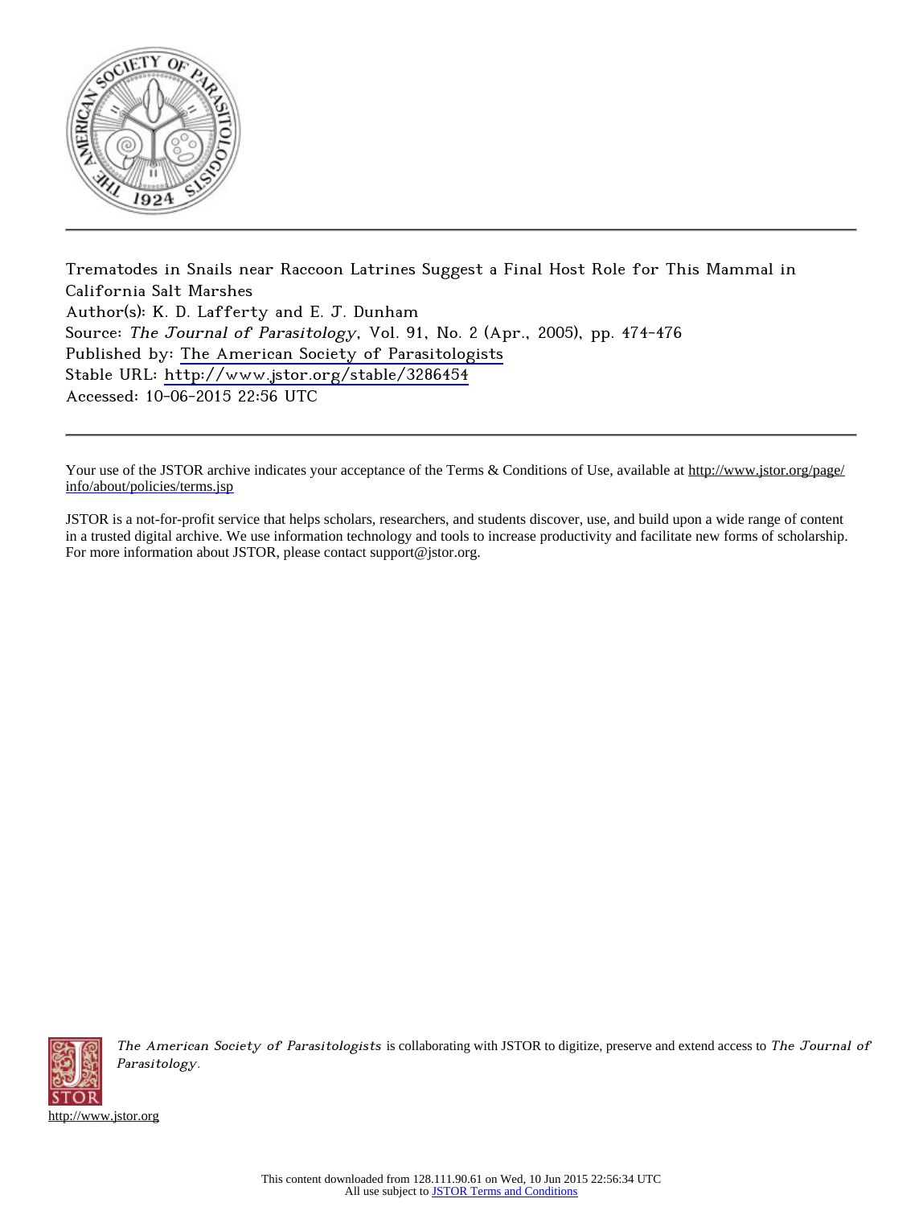Trematodes in Snails near Raccoon Latrines Suggest a Final Host Role for This Mammal in California Salt Marshes

Author(s): K. D. Lafferty and E. J. Dunham

Source: *The Journal of Parasitology*, Vol. 91, No. 2 (Apr., 2005), pp. 474-476

Published by: The American Society of Parasitologists

Stable URL: http://www.jstor.org/stable/3286454

Accessed: 10-06-2015 22:56 UTC

Your use of the JSTOR archive indicates your acceptance of the Terms & Conditions of Use, available at http://www.jstor.org/page/info/about/policies/terms.jsp

JSTOR is a not-for-profit service that helps scholars, researchers, and students discover, use, and build upon a wide range of content in a trusted digital archive. We use information technology and tools to increase productivity and facilitate new forms of scholarship. For more information about JSTOR, please contact support@jstor.org.

*The American Society of Parasitologists* is collaborating with JSTOR to digitize, preserve and extend access to *The Journal of Parasitology*.

http://www.jstor.org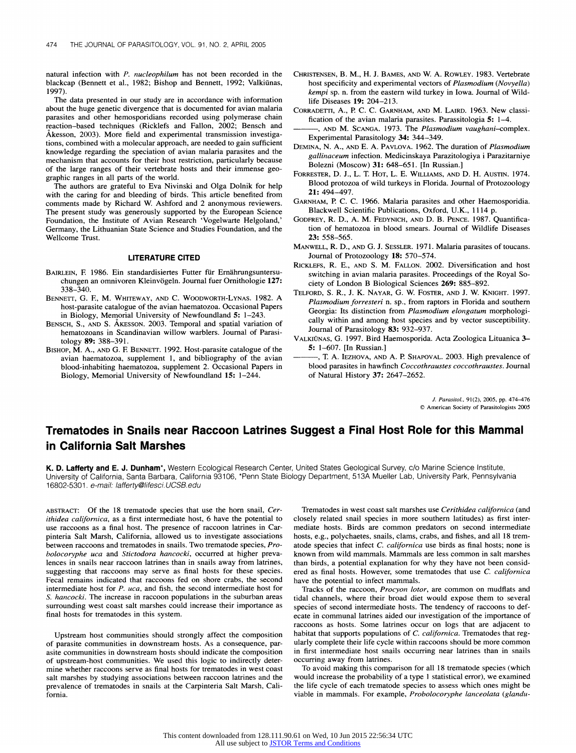natural infection with *P. nucleophilum* has not been recorded in the blackcap (Bennett et al., 1982; Bishop and Bennett, 1992; Valkiūnas, 1997).

The data presented in our study are in accordance with information about the huge genetic divergence that is documented for avian malaria parasites and other hemosporidians recorded using polymerase chain reaction–based techniques (Ricklefs and Fallon, 2002; Bensch and Åkesson, 2003). More field and experimental transmission investigations, combined with a molecular approach, are needed to gain sufficient knowledge regarding the speciation of avian malaria parasites and the mechanism that accounts for their host restriction, particularly because of the large ranges of their vertebrate hosts and their immense geographic ranges in all parts of the world.

The authors are grateful to Eva Nivinski and Olga Dolnik for help with the caring for and bleeding of birds. This article benefited from comments made by Richard W. Ashford and 2 anonymous reviewers. The present study was generously supported by the European Science Foundation, the Institute of Avian Research 'Vogelwarte Helgoland,' Germany, the Lithuanian State Science and Studies Foundation, and the Wellcome Trust.

## LITERATURE CITED

BAIRLEIN, F. 1986. Ein standardisiertes Futter für Ernährungsuntersuchungen an omnivoren Kleinvögeln. Journal fuer Ornithologie **127:** 338–340.

BENNETT, G. F., M. WHITEWAY, AND C. WOODWORTH-LYNAS. 1982. A host-parasite catalogue of the avian haematozoa. Occasional Papers in Biology, Memorial University of Newfoundland **5:** 1–243.

BENSCH, S., AND S. ÅKESSON. 2003. Temporal and spatial variation of hematozoans in Scandinavian willow warblers. Journal of Parasitology **89:** 388–391.

BISHOP, M. A., AND G. F. BENNETT. 1992. Host-parasite catalogue of the avian haematozoa, supplement 1, and bibliography of the avian blood-inhabiting haematozoa, supplement 2. Occasional Papers in Biology, Memorial University of Newfoundland **15:** 1–244.

CHRISTENSEN, B. M., H. J. BAMES, AND W. A. ROWLEY. 1983. Vertebrate host specificity and experimental vectors of *Plasmodium (Novyella) kempi* sp. n. from the eastern wild turkey in Iowa. Journal of Wildlife Diseases **19:** 204–213.

CORRADETTI, A., P. C. C. GARNHAM, AND M. LAIRD. 1963. New classification of the avian malaria parasites. Parassitologia **5:** 1–4.

———, AND M. SCANGA. 1973. The *Plasmodium vaughani*–complex. Experimental Parasitology **34:** 344–349.

DEMINA, N. A., AND E. A. PAVLOVA. 1962. The duration of *Plasmodium gallinaceum* infection. Medicinskaya Parazitologiya i Parazitarniye Bolezni (Moscow) **31:** 648–651. [In Russian.]

FORRESTER, D. J., L. T. HOT, L. E. WILLIAMS, AND D. H. AUSTIN. 1974. Blood protozoa of wild turkeys in Florida. Journal of Protozoology **21:** 494–497.

GARNHAM, P. C. C. 1966. Malaria parasites and other Haemosporidia. Blackwell Scientific Publications, Oxford, U.K., 1114 p.

GODFREY, R. D., A. M. FEDYNICH, AND D. B. PENCE. 1987. Quantification of hematozoa in blood smears. Journal of Wildlife Diseases **23:** 558–565.

MANWELL, R. D., AND G. J. SESSLER. 1971. Malaria parasites of toucans. Journal of Protozoology **18:** 570–574.

RICKLEFS, R. E., AND S. M. FALLON. 2002. Diversification and host switching in avian malaria parasites. Proceedings of the Royal Society of London B Biological Sciences **269:** 885–892.

TELFORD, S. R., J. K. NAYAR, G. W. FOSTER, AND J. W. KNIGHT. 1997. *Plasmodium forresteri* n. sp., from raptors in Florida and southern Georgia: Its distinction from *Plasmodium elongatum* morphologically within and among host species and by vector susceptibility. Journal of Parasitology **83:** 932–937.

VALKIŪNAS, G. 1997. Bird Haemosporida. Acta Zoologica Lituanica **3–5:** 1–607. [In Russian.]

———, T. A. IEZHOVA, AND A. P. SHAPOVAL. 2003. High prevalence of blood parasites in hawfinch *Coccothraustes coccothraustes*. Journal of Natural History **37:** 2647–2652.

*J. Parasitol.*, 91(2), 2005, pp. 474–476
© American Society of Parasitologists 2005

# Trematodes in Snails near Raccoon Latrines Suggest a Final Host Role for this Mammal in California Salt Marshes

**K. D. Lafferty and E. J. Dunham\***, Western Ecological Research Center, United States Geological Survey, c/o Marine Science Institute, University of California, Santa Barbara, California 93106, \*Penn State Biology Department, 513A Mueller Lab, University Park, Pennsylvania 16802-5301. *e-mail: lafferty@lifesci.UCSB.edu*

ABSTRACT: Of the 18 trematode species that use the horn snail, *Cerithidea californica*, as a first intermediate host, 6 have the potential to use raccoons as a final host. The presence of raccoon latrines in Carpinteria Salt Marsh, California, allowed us to investigate associations between raccoons and trematodes in snails. Two trematode species, *Probolocoryphe uca* and *Stictodora hancocki*, occurred at higher prevalences in snails near raccoon latrines than in snails away from latrines, suggesting that raccoons may serve as final hosts for these species. Fecal remains indicated that raccoons fed on shore crabs, the second intermediate host for *P. uca*, and fish, the second intermediate host for *S. hancocki*. The increase in raccoon populations in the suburban areas surrounding west coast salt marshes could increase their importance as final hosts for trematodes in this system.

Upstream host communities should strongly affect the composition of parasite communities in downstream hosts. As a consequence, parasite communities in downstream hosts should indicate the composition of upstream-host communities. We used this logic to indirectly determine whether raccoons serve as final hosts for trematodes in west coast salt marshes by studying associations between raccoon latrines and the prevalence of trematodes in snails at the Carpinteria Salt Marsh, California.

Trematodes in west coast salt marshes use *Cerithidea californica* (and closely related snail species in more southern latitudes) as first intermediate hosts. Birds are common predators on second intermediate hosts, e.g., polychaetes, snails, clams, crabs, and fishes, and all 18 trematode species that infect *C. californica* use birds as final hosts; none is known from wild mammals. Mammals are less common in salt marshes than birds, a potential explanation for why they have not been considered as final hosts. However, some trematodes that use *C. californica* have the potential to infect mammals.

Tracks of the raccoon, *Procyon lotor*, are common on mudflats and tidal channels, where their broad diet would expose them to several species of second intermediate hosts. The tendency of raccoons to defecate in communal latrines aided our investigation of the importance of raccoons as hosts. Some latrines occur on logs that are adjacent to habitat that supports populations of *C. californica*. Trematodes that regularly complete their life cycle within raccoons should be more common in first intermediate host snails occurring near latrines than in snails occurring away from latrines.

To avoid making this comparison for all 18 trematode species (which would increase the probability of a type 1 statistical error), we examined the life cycle of each trematode species to assess which ones might be viable in mammals. For example, *Probolocoryphe lanceolata (glandu-*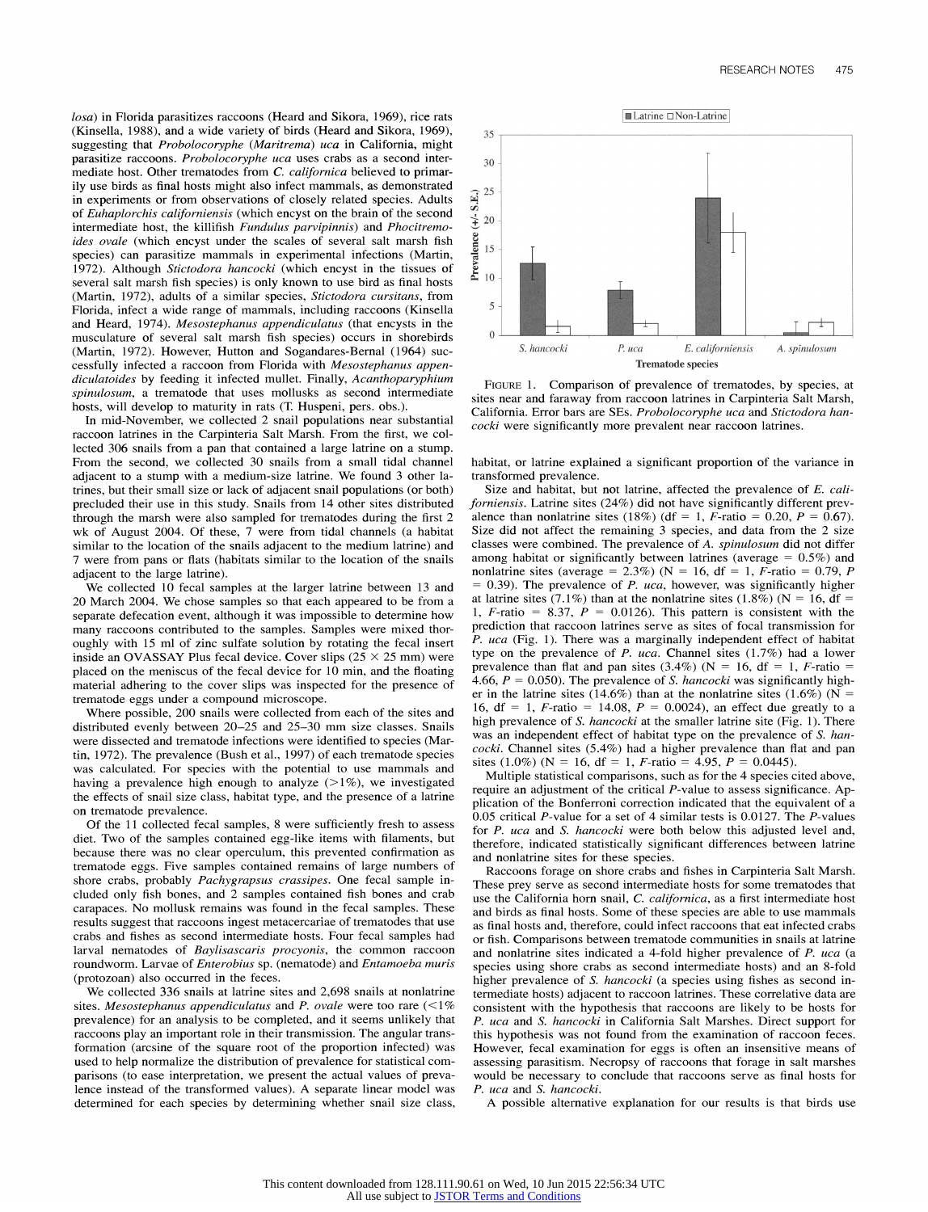*losa*) in Florida parasitizes raccoons (Heard and Sikora, 1969), rice rats (Kinsella, 1988), and a wide variety of birds (Heard and Sikora, 1969), suggesting that *Probolocoryphe* (*Maritrema*) *uca* in California, might parasitize raccoons. *Probolocoryphe uca* uses crabs as a second intermediate host. Other trematodes from *C. californica* believed to primarily use birds as final hosts might also infect mammals, as demonstrated in experiments or from observations of closely related species. Adults of *Euhaplorchis californiensis* (which encyst on the brain of the second intermediate host, the killifish *Fundulus parvipinnis*) and *Phocitremoides ovale* (which encyst under the scales of several salt marsh fish species) can parasitize mammals in experimental infections (Martin, 1972). Although *Stictodora hancocki* (which encyst in the tissues of several salt marsh fish species) is only known to use bird as final hosts (Martin, 1972), adults of a similar species, *Stictodora cursitans*, from Florida, infect a wide range of mammals, including raccoons (Kinsella and Heard, 1974). *Mesostephanus appendiculatus* (that encysts in the musculature of several salt marsh fish species) occurs in shorebirds (Martin, 1972). However, Hutton and Sogandares-Bernal (1964) successfully infected a raccoon from Florida with *Mesostephanus appendiculatoides* by feeding it infected mullet. Finally, *Acanthoparyphium spinulosum*, a trematode that uses mollusks as second intermediate hosts, will develop to maturity in rats (T. Huspeni, pers. obs.).

In mid-November, we collected 2 snail populations near substantial raccoon latrines in the Carpinteria Salt Marsh. From the first, we collected 306 snails from a pan that contained a large latrine on a stump. From the second, we collected 30 snails from a small tidal channel adjacent to a stump with a medium-size latrine. We found 3 other latrines, but their small size or lack of adjacent snail populations (or both) precluded their use in this study. Snails from 14 other sites distributed through the marsh were also sampled for trematodes during the first 2 wk of August 2004. Of these, 7 were from tidal channels (a habitat similar to the location of the snails adjacent to the medium latrine) and 7 were from pans or flats (habitats similar to the location of the snails adjacent to the large latrine).

We collected 10 fecal samples at the larger latrine between 13 and 20 March 2004. We chose samples so that each appeared to be from a separate defecation event, although it was impossible to determine how many raccoons contributed to the samples. Samples were mixed thoroughly with 15 ml of zinc sulfate solution by rotating the fecal insert inside an OVASSAY Plus fecal device. Cover slips (25 × 25 mm) were placed on the meniscus of the fecal device for 10 min, and the floating material adhering to the cover slips was inspected for the presence of trematode eggs under a compound microscope.

Where possible, 200 snails were collected from each of the sites and distributed evenly between 20–25 and 25–30 mm size classes. Snails were dissected and trematode infections were identified to species (Martin, 1972). The prevalence (Bush et al., 1997) of each trematode species was calculated. For species with the potential to use mammals and having a prevalence high enough to analyze (>1%), we investigated the effects of snail size class, habitat type, and the presence of a latrine on trematode prevalence.

Of the 11 collected fecal samples, 8 were sufficiently fresh to assess diet. Two of the samples contained egg-like items with filaments, but because there was no clear operculum, this prevented confirmation as trematode eggs. Five samples contained remains of large numbers of shore crabs, probably *Pachygrapsus crassipes*. One fecal sample included only fish bones, and 2 samples contained fish bones and crab carapaces. No mollusk remains was found in the fecal samples. These results suggest that raccoons ingest metacercariae of trematodes that use crabs and fishes as second intermediate hosts. Four fecal samples had larval nematodes of *Baylisascaris procyonis*, the common raccoon roundworm. Larvae of *Enterobius* sp. (nematode) and *Entamoeba muris* (protozoan) also occurred in the feces.

We collected 336 snails at latrine sites and 2,698 snails at nonlatrine sites. *Mesostephanus appendiculatus* and *P. ovale* were too rare (<1% prevalence) for an analysis to be completed, and it seems unlikely that raccoons play an important role in their transmission. The angular transformation (arcsine of the square root of the proportion infected) was used to help normalize the distribution of prevalence for statistical comparisons (to ease interpretation, we present the actual values of prevalence instead of the transformed values). A separate linear model was determined for each species by determining whether snail size class, habitat, or latrine explained a significant proportion of the variance in transformed prevalence.

FIGURE 1. Comparison of prevalence of trematodes, by species, at sites near and faraway from raccoon latrines in Carpinteria Salt Marsh, California. Error bars are SEs. *Probolocoryphe uca* and *Stictodora hancocki* were significantly more prevalent near raccoon latrines.

Size and habitat, but not latrine, affected the prevalence of *E. californiensis*. Latrine sites (24%) did not have significantly different prevalence than nonlatrine sites (18%) (df = 1, *F*-ratio = 0.20, *P* = 0.67). Size did not affect the remaining 3 species, and data from the 2 size classes were combined. The prevalence of *A. spinulosum* did not differ among habitat or significantly between latrines (average = 0.5%) and nonlatrine sites (average = 2.3%) (N = 16, df = 1, *F*-ratio = 0.79, *P* = 0.39). The prevalence of *P. uca*, however, was significantly higher at latrine sites (7.1%) than at the nonlatrine sites (1.8%) (N = 16, df = 1, *F*-ratio = 8.37, *P* = 0.0126). This pattern is consistent with the prediction that raccoon latrines serve as sites of focal transmission for *P. uca* (Fig. 1). There was a marginally independent effect of habitat type on the prevalence of *P. uca*. Channel sites (1.7%) had a lower prevalence than flat and pan sites (3.4%) (N = 16, df = 1, *F*-ratio = 4.66, *P* = 0.050). The prevalence of *S. hancocki* was significantly higher in the latrine sites (14.6%) than at the nonlatrine sites (1.6%) (N = 16, df = 1, *F*-ratio = 14.08, *P* = 0.0024), an effect due greatly to a high prevalence of *S. hancocki* at the smaller latrine site (Fig. 1). There was an independent effect of habitat type on the prevalence of *S. hancocki*. Channel sites (5.4%) had a higher prevalence than flat and pan sites (1.0%) (N = 16, df = 1, *F*-ratio = 4.95, *P* = 0.0445).

Multiple statistical comparisons, such as for the 4 species cited above, require an adjustment of the critical *P*-value to assess significance. Application of the Bonferroni correction indicated that the equivalent of a 0.05 critical *P*-value for a set of 4 similar tests is 0.0127. The *P*-values for *P. uca* and *S. hancocki* were both below this adjusted level and, therefore, indicated statistically significant differences between latrine and nonlatrine sites for these species.

Raccoons forage on shore crabs and fishes in Carpinteria Salt Marsh. These prey serve as second intermediate hosts for some trematodes that use the California horn snail, *C. californica*, as a first intermediate host and birds as final hosts. Some of these species are able to use mammals as final hosts and, therefore, could infect raccoons that eat infected crabs or fish. Comparisons between trematode communities in snails at latrine and nonlatrine sites indicated a 4-fold higher prevalence of *P. uca* (a species using shore crabs as second intermediate hosts) and an 8-fold higher prevalence of *S. hancocki* (a species using fishes as second intermediate hosts) adjacent to raccoon latrines. These correlative data are consistent with the hypothesis that raccoons are likely to be hosts for *P. uca* and *S. hancocki* in California Salt Marshes. Direct support for this hypothesis was not found from the examination of raccoon feces. However, fecal examination for eggs is often an insensitive means of assessing parasitism. Necropsy of raccoons that forage in salt marshes would be necessary to conclude that raccoons serve as final hosts for *P. uca* and *S. hancocki*.

A possible alternative explanation for our results is that birds use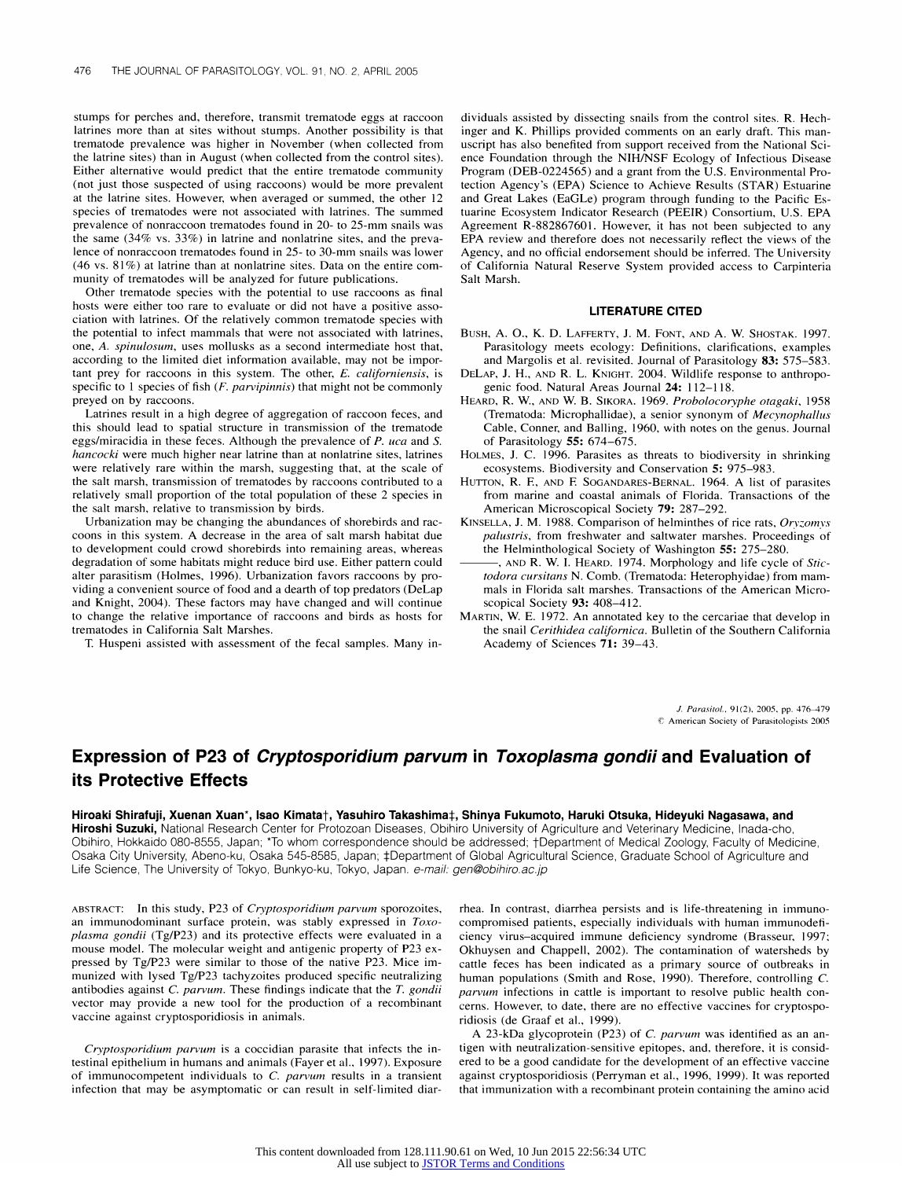stumps for perches and, therefore, transmit trematode eggs at raccoon latrines more than at sites without stumps. Another possibility is that trematode prevalence was higher in November (when collected from the latrine sites) than in August (when collected from the control sites). Either alternative would predict that the entire trematode community (not just those suspected of using raccoons) would be more prevalent at the latrine sites. However, when averaged or summed, the other 12 species of trematodes were not associated with latrines. The summed prevalence of nonraccoon trematodes found in 20- to 25-mm snails was the same (34% vs. 33%) in latrine and nonlatrine sites, and the prevalence of nonraccoon trematodes found in 25- to 30-mm snails was lower (46 vs. 81%) at latrine than at nonlatrine sites. Data on the entire community of trematodes will be analyzed for future publications.

Other trematode species with the potential to use raccoons as final hosts were either too rare to evaluate or did not have a positive association with latrines. Of the relatively common trematode species with the potential to infect mammals that were not associated with latrines, one, *A. spinulosum*, uses mollusks as a second intermediate host that, according to the limited diet information available, may not be important prey for raccoons in this system. The other, *E. californiensis*, is specific to 1 species of fish (*F. parvipinnis*) that might not be commonly preyed on by raccoons.

Latrines result in a high degree of aggregation of raccoon feces, and this should lead to spatial structure in transmission of the trematode eggs/miracidia in these feces. Although the prevalence of *P. uca* and *S. hancocki* were much higher near latrine than at nonlatrine sites, latrines were relatively rare within the marsh, suggesting that, at the scale of the salt marsh, transmission of trematodes by raccoons contributed to a relatively small proportion of the total population of these 2 species in the salt marsh, relative to transmission by birds.

Urbanization may be changing the abundances of shorebirds and raccoons in this system. A decrease in the area of salt marsh habitat due to development could crowd shorebirds into remaining areas, whereas degradation of some habitats might reduce bird use. Either pattern could alter parasitism (Holmes, 1996). Urbanization favors raccoons by providing a convenient source of food and a dearth of top predators (DeLap and Knight, 2004). These factors may have changed and will continue to change the relative importance of raccoons and birds as hosts for trematodes in California Salt Marshes.

T. Huspeni assisted with assessment of the fecal samples. Many individuals assisted by dissecting snails from the control sites. R. Hechinger and K. Phillips provided comments on an early draft. This manuscript has also benefited from support received from the National Science Foundation through the NIH/NSF Ecology of Infectious Disease Program (DEB-0224565) and a grant from the U.S. Environmental Protection Agency's (EPA) Science to Achieve Results (STAR) Estuarine and Great Lakes (EaGLe) program through funding to the Pacific Estuarine Ecosystem Indicator Research (PEEIR) Consortium, U.S. EPA Agreement R-882867601. However, it has not been subjected to any EPA review and therefore does not necessarily reflect the views of the Agency, and no official endorsement should be inferred. The University of California Natural Reserve System provided access to Carpinteria Salt Marsh.

## LITERATURE CITED

Bush, A. O., K. D. Lafferty, J. M. Font, and A. W. Shostak. 1997. Parasitology meets ecology: Definitions, clarifications, examples and Margolis et al. revisited. Journal of Parasitology **83:** 575–583.

DeLap, J. H., and R. L. Knight. 2004. Wildlife response to anthropogenic food. Natural Areas Journal **24:** 112–118.

Heard, R. W., and W. B. Sikora. 1969. *Probolocoryphe otagaki*, 1958 (Trematoda: Microphallidae), a senior synonym of *Mecynophallus* Cable, Conner, and Balling, 1960, with notes on the genus. Journal of Parasitology **55:** 674–675.

Holmes, J. C. 1996. Parasites as threats to biodiversity in shrinking ecosystems. Biodiversity and Conservation **5:** 975–983.

Hutton, R. F., and F. Sogandares-Bernal. 1964. A list of parasites from marine and coastal animals of Florida. Transactions of the American Microscopical Society **79:** 287–292.

Kinsella, J. M. 1988. Comparison of helminthes of rice rats, *Oryzomys palustris*, from freshwater and saltwater marshes. Proceedings of the Helminthological Society of Washington **55:** 275–280.

———, and R. W. I. Heard. 1974. Morphology and life cycle of *Stictodora cursitans* N. Comb. (Trematoda: Heterophyidae) from mammals in Florida salt marshes. Transactions of the American Microscopical Society **93:** 408–412.

Martin, W. E. 1972. An annotated key to the cercariae that develop in the snail *Cerithidea californica*. Bulletin of the Southern California Academy of Sciences **71:** 39–43.

*J. Parasitol.*, 91(2), 2005, pp. 476–479
© American Society of Parasitologists 2005

# Expression of P23 of *Cryptosporidium parvum* in *Toxoplasma gondii* and Evaluation of its Protective Effects

**Hiroaki Shirafuji, Xuenan Xuan\*, Isao Kimata†, Yasuhiro Takashima‡, Shinya Fukumoto, Haruki Otsuka, Hideyuki Nagasawa, and Hiroshi Suzuki,** National Research Center for Protozoan Diseases, Obihiro University of Agriculture and Veterinary Medicine, Inada-cho, Obihiro, Hokkaido 080-8555, Japan; \*To whom correspondence should be addressed; †Department of Medical Zoology, Faculty of Medicine, Osaka City University, Abeno-ku, Osaka 545-8585, Japan; ‡Department of Global Agricultural Science, Graduate School of Agriculture and Life Science, The University of Tokyo, Bunkyo-ku, Tokyo, Japan. *e-mail: gen@obihiro.ac.jp*

Abstract: In this study, P23 of *Cryptosporidium parvum* sporozoites, an immunodominant surface protein, was stably expressed in *Toxoplasma gondii* (Tg/P23) and its protective effects were evaluated in a mouse model. The molecular weight and antigenic property of P23 expressed by Tg/P23 were similar to those of the native P23. Mice immunized with lysed Tg/P23 tachyzoites produced specific neutralizing antibodies against *C. parvum*. These findings indicate that the *T. gondii* vector may provide a new tool for the production of a recombinant vaccine against cryptosporidiosis in animals.

*Cryptosporidium parvum* is a coccidian parasite that infects the intestinal epithelium in humans and animals (Fayer et al., 1997). Exposure of immunocompetent individuals to *C. parvum* results in a transient infection that may be asymptomatic or can result in self-limited diarrhea. In contrast, diarrhea persists and is life-threatening in immunocompromised patients, especially individuals with human immunodeficiency virus–acquired immune deficiency syndrome (Brasseur, 1997; Okhuysen and Chappell, 2002). The contamination of watersheds by cattle feces has been indicated as a primary source of outbreaks in human populations (Smith and Rose, 1990). Therefore, controlling *C. parvum* infections in cattle is important to resolve public health concerns. However, to date, there are no effective vaccines for cryptosporidiosis (de Graaf et al., 1999).

A 23-kDa glycoprotein (P23) of *C. parvum* was identified as an antigen with neutralization-sensitive epitopes, and, therefore, it is considered to be a good candidate for the development of an effective vaccine against cryptosporidiosis (Perryman et al., 1996, 1999). It was reported that immunization with a recombinant protein containing the amino acid